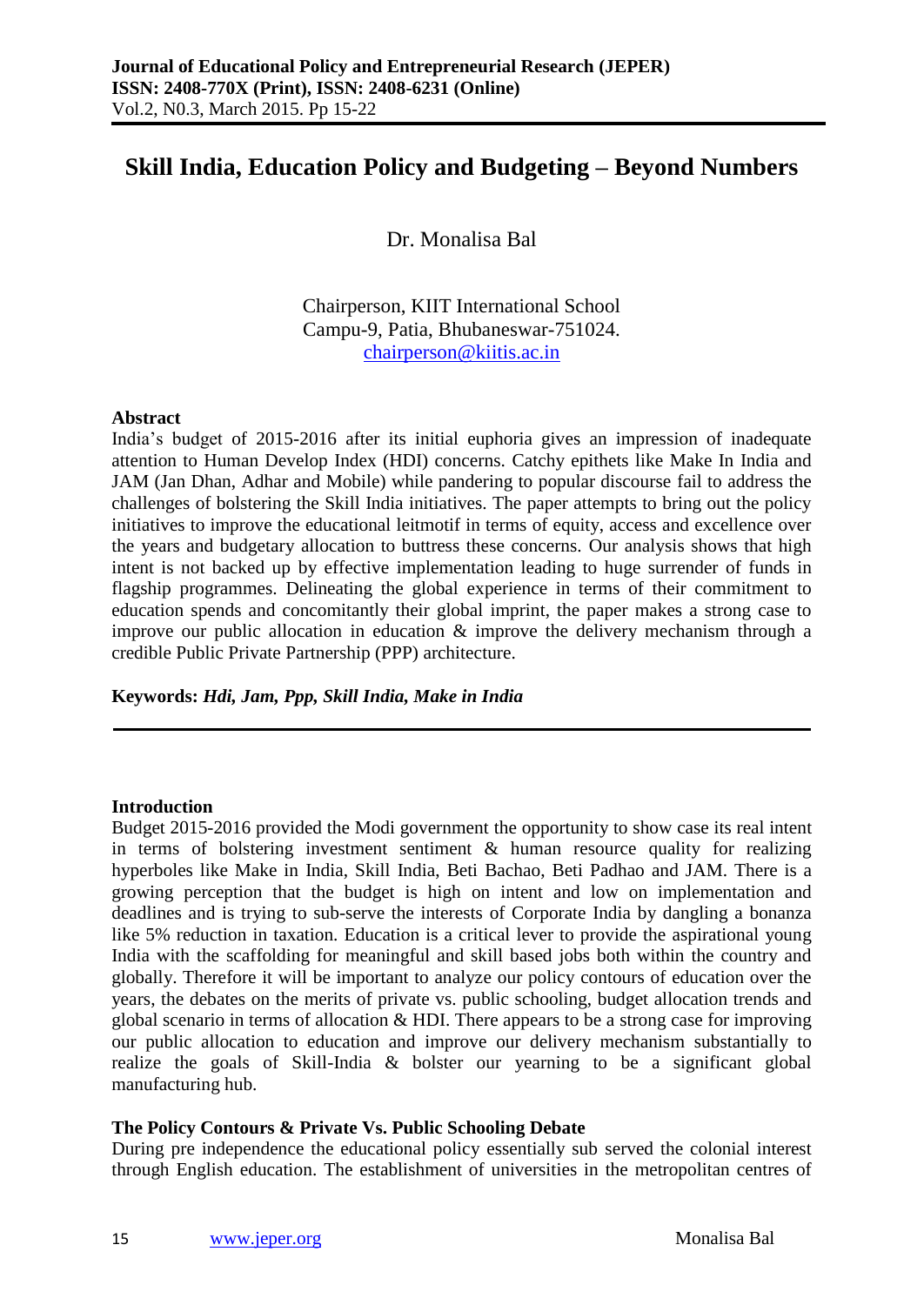# Skill India, Education Policy and Budgeting – Beyond Numbers

Dr. Monalisa Bal

Chairperson, KIIT International School
Campu-9, Patia, Bhubaneswar-751024.
chairperson@kiitis.ac.in

## Abstract

India's budget of 2015-2016 after its initial euphoria gives an impression of inadequate attention to Human Develop Index (HDI) concerns. Catchy epithets like Make In India and JAM (Jan Dhan, Adhar and Mobile) while pandering to popular discourse fail to address the challenges of bolstering the Skill India initiatives. The paper attempts to bring out the policy initiatives to improve the educational leitmotif in terms of equity, access and excellence over the years and budgetary allocation to buttress these concerns. Our analysis shows that high intent is not backed up by effective implementation leading to huge surrender of funds in flagship programmes. Delineating the global experience in terms of their commitment to education spends and concomitantly their global imprint, the paper makes a strong case to improve our public allocation in education & improve the delivery mechanism through a credible Public Private Partnership (PPP) architecture.

**Keywords:** ***Hdi, Jam, Ppp, Skill India, Make in India***

## Introduction

Budget 2015-2016 provided the Modi government the opportunity to show case its real intent in terms of bolstering investment sentiment & human resource quality for realizing hyperboles like Make in India, Skill India, Beti Bachao, Beti Padhao and JAM. There is a growing perception that the budget is high on intent and low on implementation and deadlines and is trying to sub-serve the interests of Corporate India by dangling a bonanza like 5% reduction in taxation. Education is a critical lever to provide the aspirational young India with the scaffolding for meaningful and skill based jobs both within the country and globally. Therefore it will be important to analyze our policy contours of education over the years, the debates on the merits of private vs. public schooling, budget allocation trends and global scenario in terms of allocation & HDI. There appears to be a strong case for improving our public allocation to education and improve our delivery mechanism substantially to realize the goals of Skill-India & bolster our yearning to be a significant global manufacturing hub.

## The Policy Contours & Private Vs. Public Schooling Debate

During pre independence the educational policy essentially sub served the colonial interest through English education. The establishment of universities in the metropolitan centres of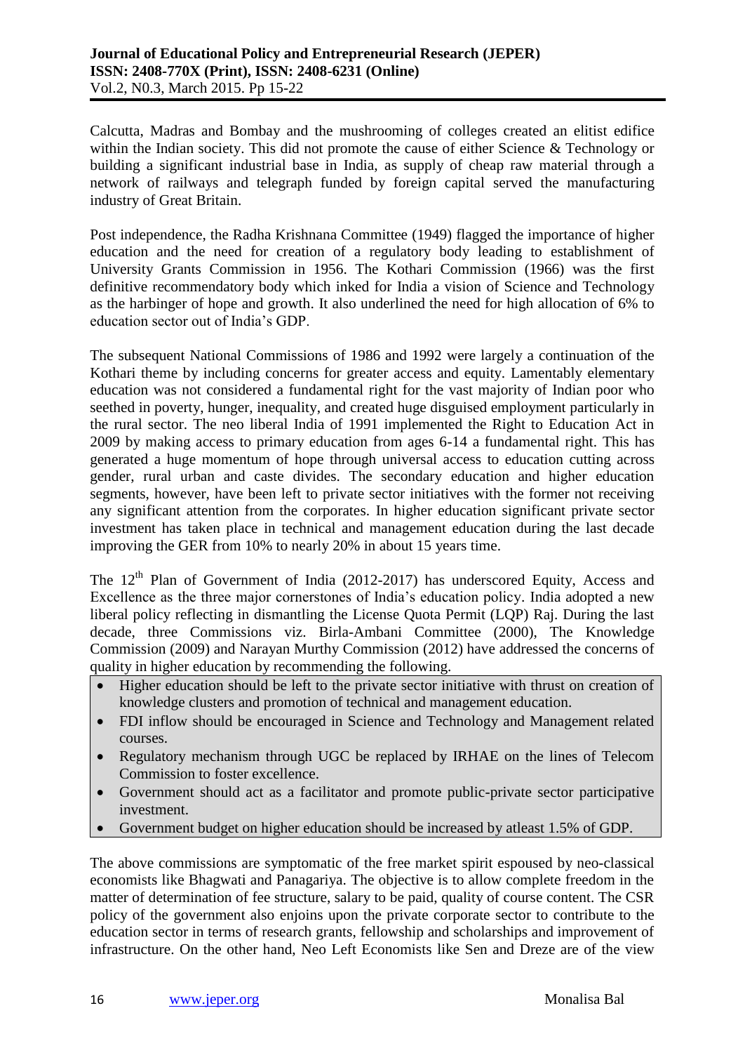Calcutta, Madras and Bombay and the mushrooming of colleges created an elitist edifice within the Indian society. This did not promote the cause of either Science & Technology or building a significant industrial base in India, as supply of cheap raw material through a network of railways and telegraph funded by foreign capital served the manufacturing industry of Great Britain.

Post independence, the Radha Krishnana Committee (1949) flagged the importance of higher education and the need for creation of a regulatory body leading to establishment of University Grants Commission in 1956. The Kothari Commission (1966) was the first definitive recommendatory body which inked for India a vision of Science and Technology as the harbinger of hope and growth. It also underlined the need for high allocation of 6% to education sector out of India's GDP.

The subsequent National Commissions of 1986 and 1992 were largely a continuation of the Kothari theme by including concerns for greater access and equity. Lamentably elementary education was not considered a fundamental right for the vast majority of Indian poor who seethed in poverty, hunger, inequality, and created huge disguised employment particularly in the rural sector. The neo liberal India of 1991 implemented the Right to Education Act in 2009 by making access to primary education from ages 6-14 a fundamental right. This has generated a huge momentum of hope through universal access to education cutting across gender, rural urban and caste divides. The secondary education and higher education segments, however, have been left to private sector initiatives with the former not receiving any significant attention from the corporates. In higher education significant private sector investment has taken place in technical and management education during the last decade improving the GER from 10% to nearly 20% in about 15 years time.

The 12th Plan of Government of India (2012-2017) has underscored Equity, Access and Excellence as the three major cornerstones of India's education policy. India adopted a new liberal policy reflecting in dismantling the License Quota Permit (LQP) Raj. During the last decade, three Commissions viz. Birla-Ambani Committee (2000), The Knowledge Commission (2009) and Narayan Murthy Commission (2012) have addressed the concerns of quality in higher education by recommending the following.

- Higher education should be left to the private sector initiative with thrust on creation of knowledge clusters and promotion of technical and management education.
- FDI inflow should be encouraged in Science and Technology and Management related courses.
- Regulatory mechanism through UGC be replaced by IRHAE on the lines of Telecom Commission to foster excellence.
- Government should act as a facilitator and promote public-private sector participative investment.
- Government budget on higher education should be increased by atleast 1.5% of GDP.

The above commissions are symptomatic of the free market spirit espoused by neo-classical economists like Bhagwati and Panagariya. The objective is to allow complete freedom in the matter of determination of fee structure, salary to be paid, quality of course content. The CSR policy of the government also enjoins upon the private corporate sector to contribute to the education sector in terms of research grants, fellowship and scholarships and improvement of infrastructure. On the other hand, Neo Left Economists like Sen and Dreze are of the view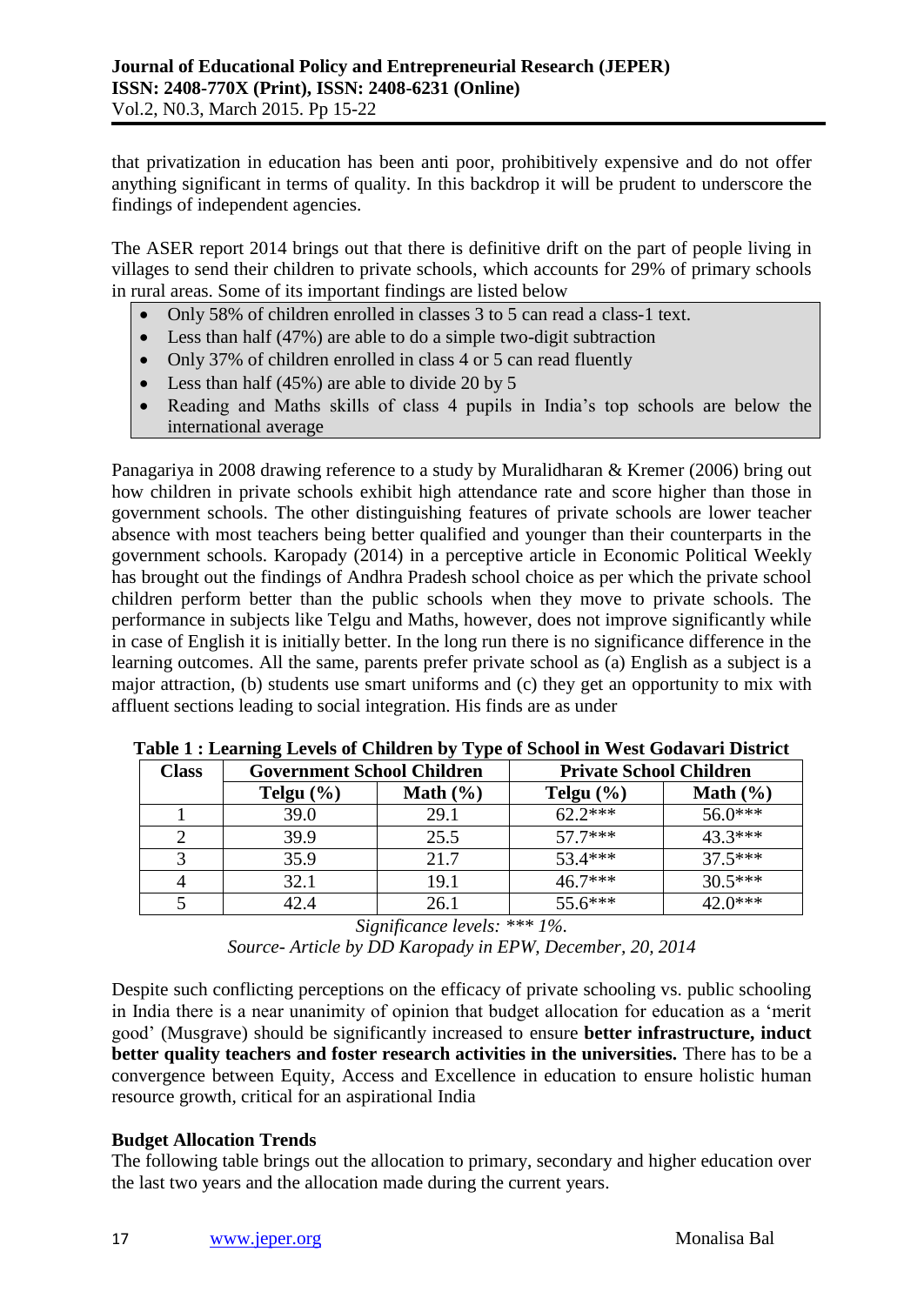that privatization in education has been anti poor, prohibitively expensive and do not offer anything significant in terms of quality. In this backdrop it will be prudent to underscore the findings of independent agencies.

The ASER report 2014 brings out that there is definitive drift on the part of people living in villages to send their children to private schools, which accounts for 29% of primary schools in rural areas. Some of its important findings are listed below

- Only 58% of children enrolled in classes 3 to 5 can read a class-1 text.
- Less than half (47%) are able to do a simple two-digit subtraction
- Only 37% of children enrolled in class 4 or 5 can read fluently
- Less than half (45%) are able to divide 20 by 5
- Reading and Maths skills of class 4 pupils in India's top schools are below the international average

Panagariya in 2008 drawing reference to a study by Muralidharan & Kremer (2006) bring out how children in private schools exhibit high attendance rate and score higher than those in government schools. The other distinguishing features of private schools are lower teacher absence with most teachers being better qualified and younger than their counterparts in the government schools. Karopady (2014) in a perceptive article in Economic Political Weekly has brought out the findings of Andhra Pradesh school choice as per which the private school children perform better than the public schools when they move to private schools. The performance in subjects like Telgu and Maths, however, does not improve significantly while in case of English it is initially better. In the long run there is no significance difference in the learning outcomes. All the same, parents prefer private school as (a) English as a subject is a major attraction, (b) students use smart uniforms and (c) they get an opportunity to mix with affluent sections leading to social integration. His finds are as under

**Table 1 : Learning Levels of Children by Type of School in West Godavari District**

| Class | Government School Children | | Private School Children | |
|---|---|---|---|---|
| | Telgu (%) | Math (%) | Telgu (%) | Math (%) |
| 1 | 39.0 | 29.1 | 62.2*** | 56.0*** |
| 2 | 39.9 | 25.5 | 57.7*** | 43.3*** |
| 3 | 35.9 | 21.7 | 53.4*** | 37.5*** |
| 4 | 32.1 | 19.1 | 46.7*** | 30.5*** |
| 5 | 42.4 | 26.1 | 55.6*** | 42.0*** |

*Significance levels: *** 1%.*

*Source- Article by DD Karopady in EPW, December, 20, 2014*

Despite such conflicting perceptions on the efficacy of private schooling vs. public schooling in India there is a near unanimity of opinion that budget allocation for education as a 'merit good' (Musgrave) should be significantly increased to ensure **better infrastructure, induct better quality teachers and foster research activities in the universities.** There has to be a convergence between Equity, Access and Excellence in education to ensure holistic human resource growth, critical for an aspirational India

**Budget Allocation Trends**

The following table brings out the allocation to primary, secondary and higher education over the last two years and the allocation made during the current years.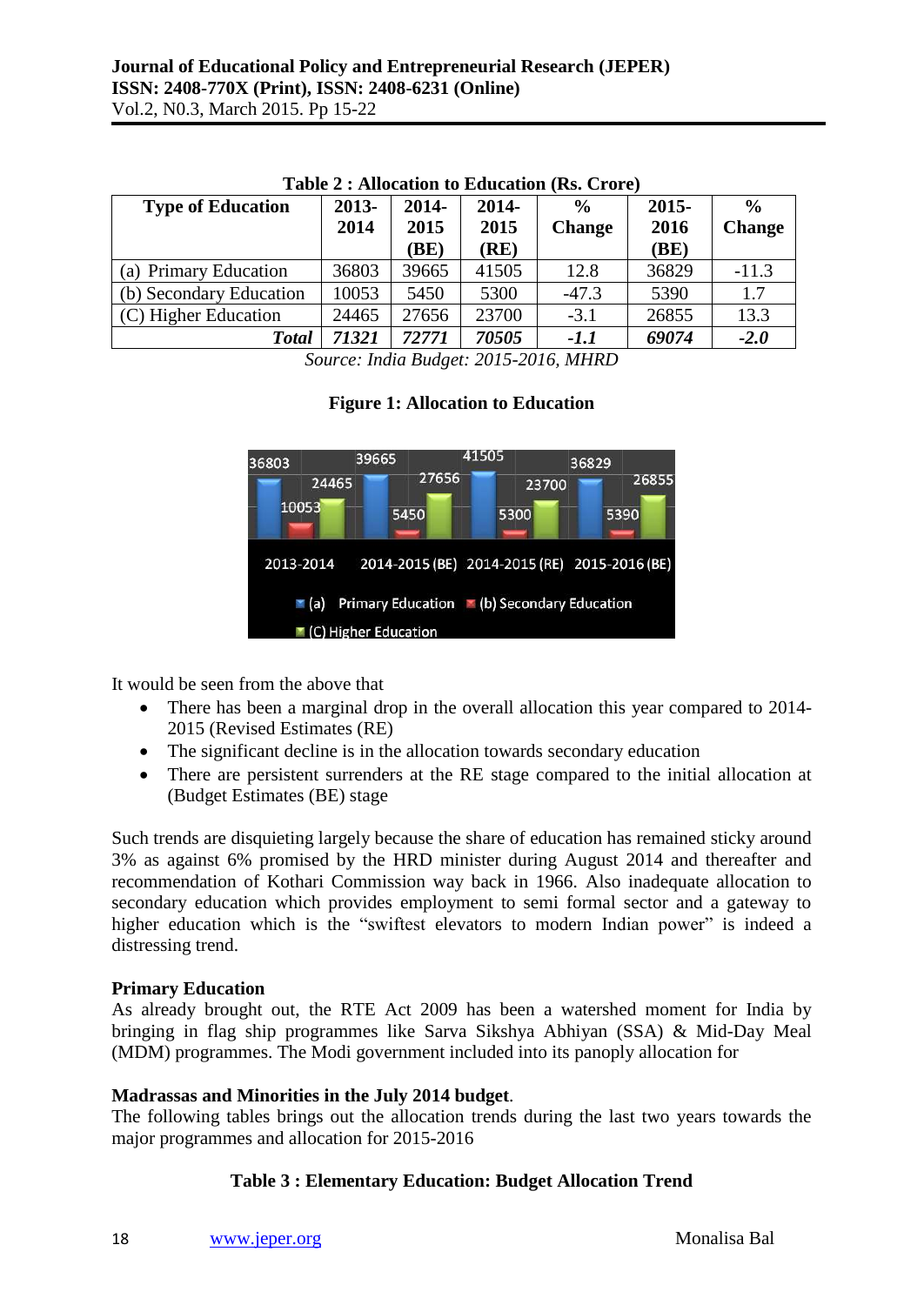**Table 2 : Allocation to Education (Rs. Crore)**

| Type of Education | 2013-2014 | 2014-2015 (BE) | 2014-2015 (RE) | % Change | 2015-2016 (BE) | % Change |
|---|---|---|---|---|---|---|
| (a) Primary Education | 36803 | 39665 | 41505 | 12.8 | 36829 | -11.3 |
| (b) Secondary Education | 10053 | 5450 | 5300 | -47.3 | 5390 | 1.7 |
| (C) Higher Education | 24465 | 27656 | 23700 | -3.1 | 26855 | 13.3 |
| ***Total*** | ***71321*** | ***72771*** | ***70505*** | ***-1.1*** | ***69074*** | ***-2.0*** |

*Source: India Budget: 2015-2016, MHRD*

**Figure 1: Allocation to Education**

It would be seen from the above that

- There has been a marginal drop in the overall allocation this year compared to 2014-2015 (Revised Estimates (RE)
- The significant decline is in the allocation towards secondary education
- There are persistent surrenders at the RE stage compared to the initial allocation at (Budget Estimates (BE) stage

Such trends are disquieting largely because the share of education has remained sticky around 3% as against 6% promised by the HRD minister during August 2014 and thereafter and recommendation of Kothari Commission way back in 1966. Also inadequate allocation to secondary education which provides employment to semi formal sector and a gateway to higher education which is the "swiftest elevators to modern Indian power" is indeed a distressing trend.

**Primary Education**

As already brought out, the RTE Act 2009 has been a watershed moment for India by bringing in flag ship programmes like Sarva Sikshya Abhiyan (SSA) & Mid-Day Meal (MDM) programmes. The Modi government included into its panoply allocation for

**Madrassas and Minorities in the July 2014 budget**.

The following tables brings out the allocation trends during the last two years towards the major programmes and allocation for 2015-2016

**Table 3 : Elementary Education: Budget Allocation Trend**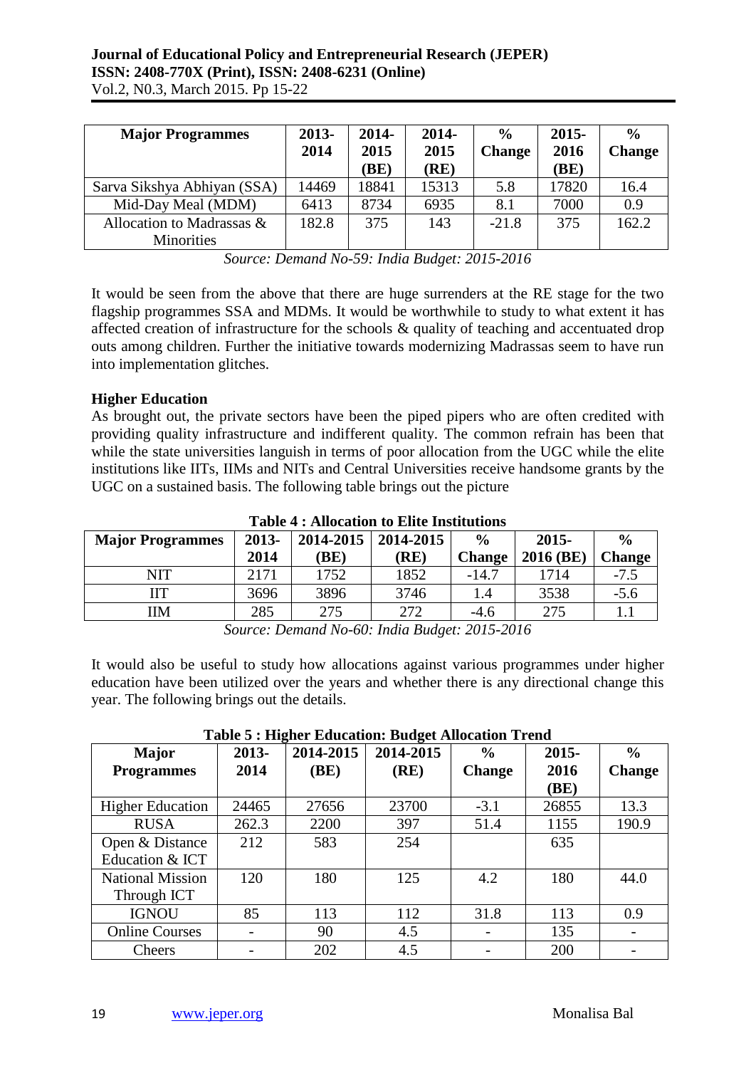| Major Programmes | 2013-2014 | 2014-2015 (BE) | 2014-2015 (RE) | % Change | 2015-2016 (BE) | % Change |
|---|---|---|---|---|---|---|
| Sarva Sikshya Abhiyan (SSA) | 14469 | 18841 | 15313 | 5.8 | 17820 | 16.4 |
| Mid-Day Meal (MDM) | 6413 | 8734 | 6935 | 8.1 | 7000 | 0.9 |
| Allocation to Madrassas & Minorities | 182.8 | 375 | 143 | -21.8 | 375 | 162.2 |

*Source: Demand No-59: India Budget: 2015-2016*

It would be seen from the above that there are huge surrenders at the RE stage for the two flagship programmes SSA and MDMs. It would be worthwhile to study to what extent it has affected creation of infrastructure for the schools & quality of teaching and accentuated drop outs among children. Further the initiative towards modernizing Madrassas seem to have run into implementation glitches.

**Higher Education**

As brought out, the private sectors have been the piped pipers who are often credited with providing quality infrastructure and indifferent quality. The common refrain has been that while the state universities languish in terms of poor allocation from the UGC while the elite institutions like IITs, IIMs and NITs and Central Universities receive handsome grants by the UGC on a sustained basis. The following table brings out the picture

**Table 4 : Allocation to Elite Institutions**

| Major Programmes | 2013-2014 | 2014-2015 (BE) | 2014-2015 (RE) | % Change | 2015-2016 (BE) | % Change |
|---|---|---|---|---|---|---|
| NIT | 2171 | 1752 | 1852 | -14.7 | 1714 | -7.5 |
| IIT | 3696 | 3896 | 3746 | 1.4 | 3538 | -5.6 |
| IIM | 285 | 275 | 272 | -4.6 | 275 | 1.1 |

*Source: Demand No-60: India Budget: 2015-2016*

It would also be useful to study how allocations against various programmes under higher education have been utilized over the years and whether there is any directional change this year. The following brings out the details.

**Table 5 : Higher Education: Budget Allocation Trend**

| Major Programmes | 2013-2014 | 2014-2015 (BE) | 2014-2015 (RE) | % Change | 2015-2016 (BE) | % Change |
|---|---|---|---|---|---|---|
| Higher Education | 24465 | 27656 | 23700 | -3.1 | 26855 | 13.3 |
| RUSA | 262.3 | 2200 | 397 | 51.4 | 1155 | 190.9 |
| Open & Distance Education & ICT | 212 | 583 | 254 | | 635 | |
| National Mission Through ICT | 120 | 180 | 125 | 4.2 | 180 | 44.0 |
| IGNOU | 85 | 113 | 112 | 31.8 | 113 | 0.9 |
| Online Courses | - | 90 | 4.5 | - | 135 | - |
| Cheers | - | 202 | 4.5 | - | 200 | - |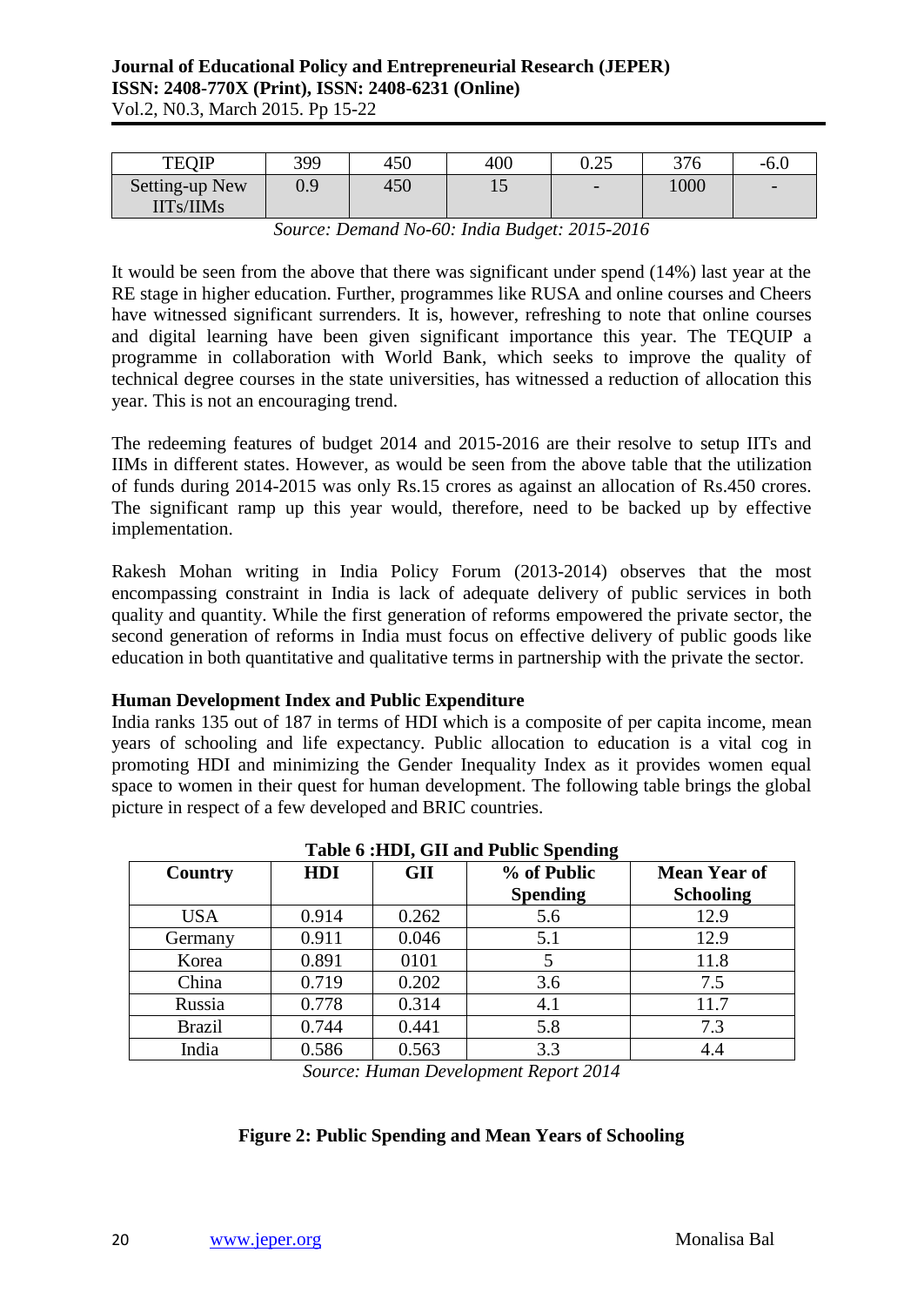| TEQIP | 399 | 450 | 400 | 0.25 | 376 | -6.0 |
|---|---|---|---|---|---|---|
| Setting-up New IITs/IIMs | 0.9 | 450 | 15 | - | 1000 | - |

*Source: Demand No-60: India Budget: 2015-2016*

It would be seen from the above that there was significant under spend (14%) last year at the RE stage in higher education. Further, programmes like RUSA and online courses and Cheers have witnessed significant surrenders. It is, however, refreshing to note that online courses and digital learning have been given significant importance this year. The TEQUIP a programme in collaboration with World Bank, which seeks to improve the quality of technical degree courses in the state universities, has witnessed a reduction of allocation this year. This is not an encouraging trend.

The redeeming features of budget 2014 and 2015-2016 are their resolve to setup IITs and IIMs in different states. However, as would be seen from the above table that the utilization of funds during 2014-2015 was only Rs.15 crores as against an allocation of Rs.450 crores. The significant ramp up this year would, therefore, need to be backed up by effective implementation.

Rakesh Mohan writing in India Policy Forum (2013-2014) observes that the most encompassing constraint in India is lack of adequate delivery of public services in both quality and quantity. While the first generation of reforms empowered the private sector, the second generation of reforms in India must focus on effective delivery of public goods like education in both quantitative and qualitative terms in partnership with the private the sector.

**Human Development Index and Public Expenditure**

India ranks 135 out of 187 in terms of HDI which is a composite of per capita income, mean years of schooling and life expectancy. Public allocation to education is a vital cog in promoting HDI and minimizing the Gender Inequality Index as it provides women equal space to women in their quest for human development. The following table brings the global picture in respect of a few developed and BRIC countries.

**Table 6 :HDI, GII and Public Spending**

| Country | HDI | GII | % of Public Spending | Mean Year of Schooling |
|---|---|---|---|---|
| USA | 0.914 | 0.262 | 5.6 | 12.9 |
| Germany | 0.911 | 0.046 | 5.1 | 12.9 |
| Korea | 0.891 | 0101 | 5 | 11.8 |
| China | 0.719 | 0.202 | 3.6 | 7.5 |
| Russia | 0.778 | 0.314 | 4.1 | 11.7 |
| Brazil | 0.744 | 0.441 | 5.8 | 7.3 |
| India | 0.586 | 0.563 | 3.3 | 4.4 |

*Source: Human Development Report 2014*

**Figure 2: Public Spending and Mean Years of Schooling**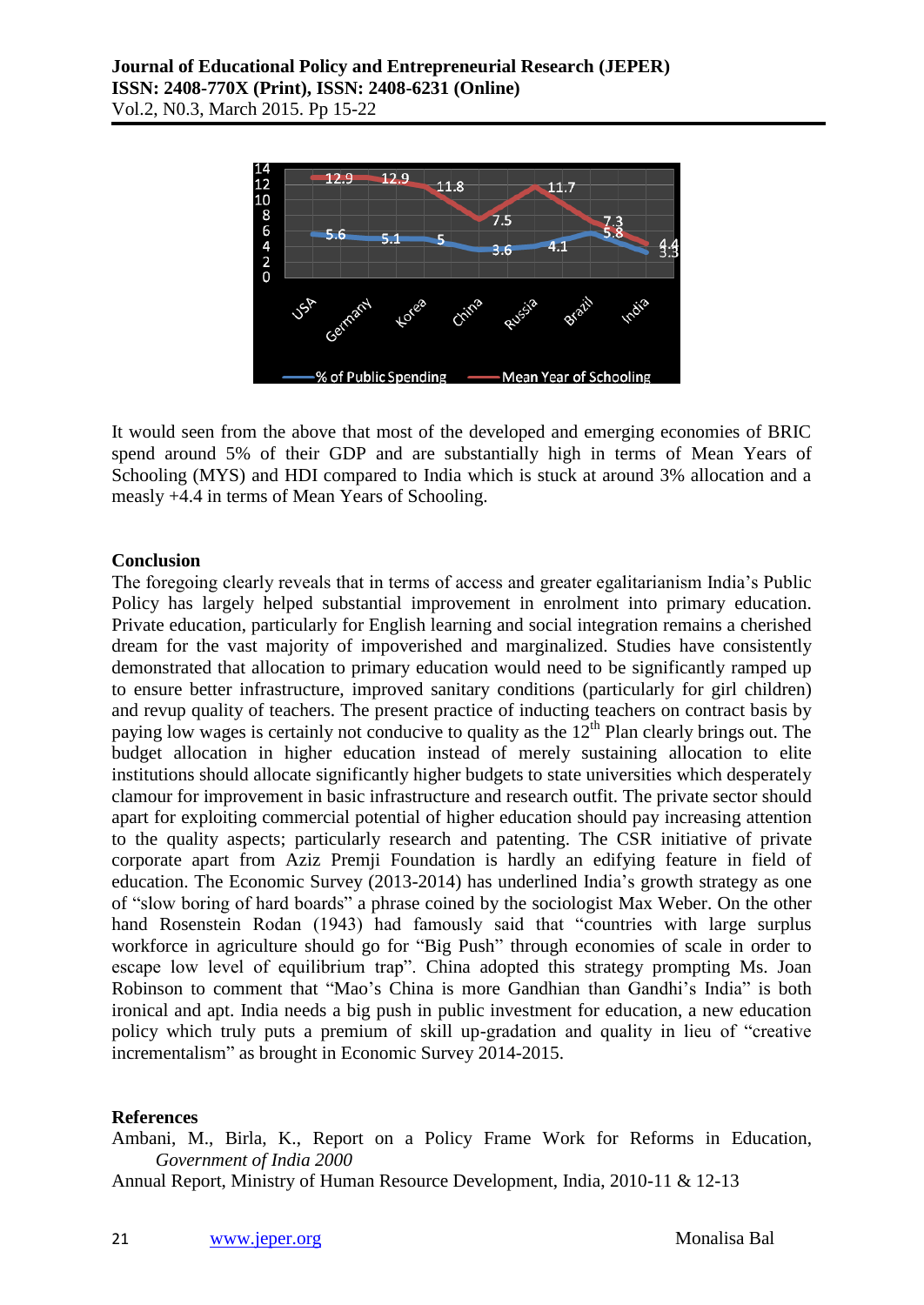It would seen from the above that most of the developed and emerging economies of BRIC spend around 5% of their GDP and are substantially high in terms of Mean Years of Schooling (MYS) and HDI compared to India which is stuck at around 3% allocation and a measly +4.4 in terms of Mean Years of Schooling.

## Conclusion

The foregoing clearly reveals that in terms of access and greater egalitarianism India's Public Policy has largely helped substantial improvement in enrolment into primary education. Private education, particularly for English learning and social integration remains a cherished dream for the vast majority of impoverished and marginalized. Studies have consistently demonstrated that allocation to primary education would need to be significantly ramped up to ensure better infrastructure, improved sanitary conditions (particularly for girl children) and revup quality of teachers. The present practice of inducting teachers on contract basis by paying low wages is certainly not conducive to quality as the 12th Plan clearly brings out. The budget allocation in higher education instead of merely sustaining allocation to elite institutions should allocate significantly higher budgets to state universities which desperately clamour for improvement in basic infrastructure and research outfit. The private sector should apart for exploiting commercial potential of higher education should pay increasing attention to the quality aspects; particularly research and patenting. The CSR initiative of private corporate apart from Aziz Premji Foundation is hardly an edifying feature in field of education. The Economic Survey (2013-2014) has underlined India's growth strategy as one of "slow boring of hard boards" a phrase coined by the sociologist Max Weber. On the other hand Rosenstein Rodan (1943) had famously said that "countries with large surplus workforce in agriculture should go for "Big Push" through economies of scale in order to escape low level of equilibrium trap". China adopted this strategy prompting Ms. Joan Robinson to comment that "Mao's China is more Gandhian than Gandhi's India" is both ironical and apt. India needs a big push in public investment for education, a new education policy which truly puts a premium of skill up-gradation and quality in lieu of "creative incrementalism" as brought in Economic Survey 2014-2015.

## References

Ambani, M., Birla, K., Report on a Policy Frame Work for Reforms in Education, *Government of India 2000*

Annual Report, Ministry of Human Resource Development, India, 2010-11 & 12-13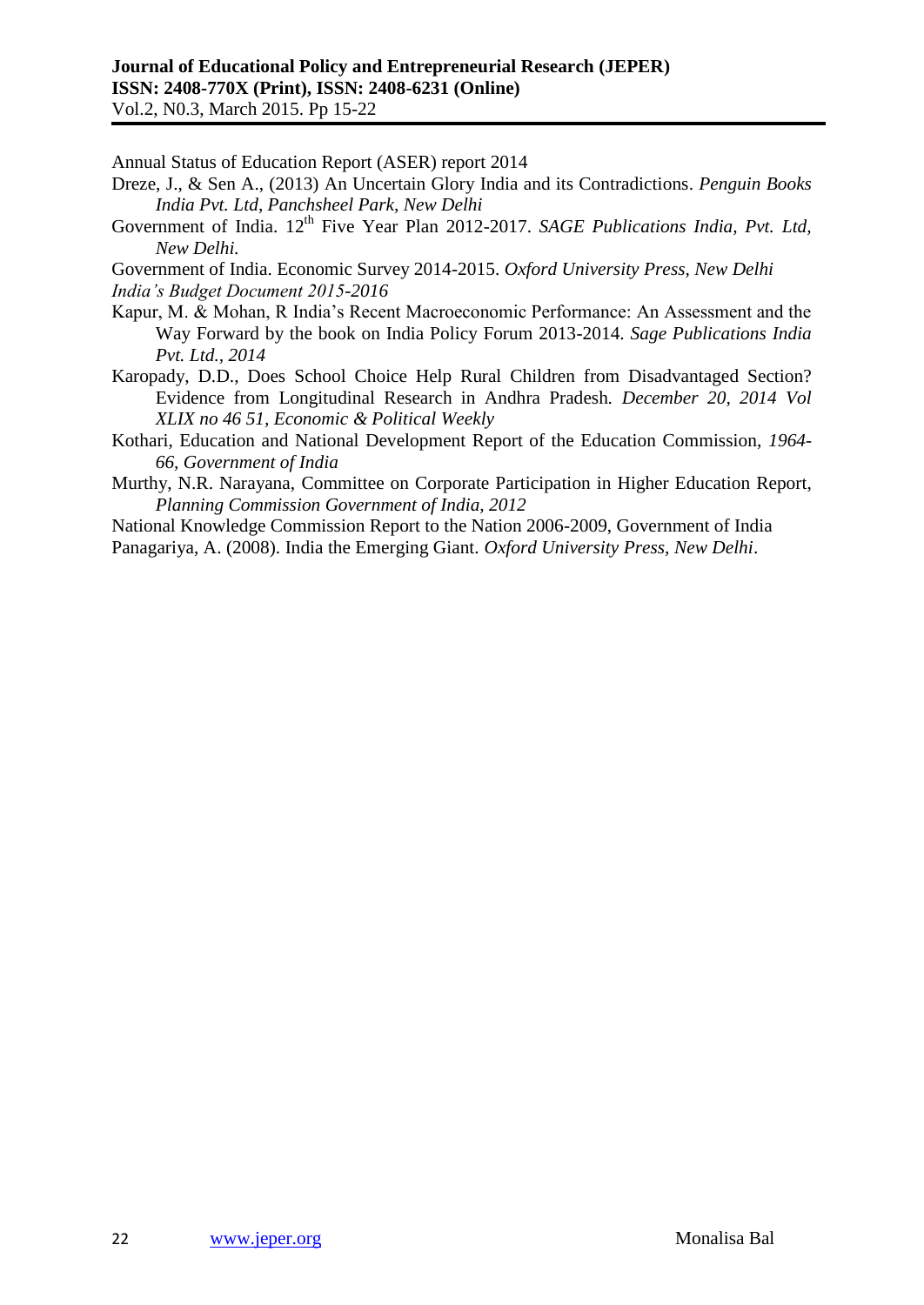Annual Status of Education Report (ASER) report 2014

Dreze, J., & Sen A., (2013) An Uncertain Glory India and its Contradictions. *Penguin Books India Pvt. Ltd, Panchsheel Park, New Delhi*

Government of India. 12th Five Year Plan 2012-2017. *SAGE Publications India, Pvt. Ltd, New Delhi.*

Government of India. Economic Survey 2014-2015. *Oxford University Press, New Delhi*

*India's Budget Document 2015-2016*

Kapur, M. & Mohan, R India's Recent Macroeconomic Performance: An Assessment and the Way Forward by the book on India Policy Forum 2013-2014. *Sage Publications India Pvt. Ltd., 2014*

Karopady, D.D., Does School Choice Help Rural Children from Disadvantaged Section? Evidence from Longitudinal Research in Andhra Pradesh. *December 20, 2014 Vol XLIX no 46 51, Economic & Political Weekly*

Kothari, Education and National Development Report of the Education Commission, *1964-66, Government of India*

Murthy, N.R. Narayana, Committee on Corporate Participation in Higher Education Report, *Planning Commission Government of India, 2012*

National Knowledge Commission Report to the Nation 2006-2009, Government of India

Panagariya, A. (2008). India the Emerging Giant. *Oxford University Press, New Delhi*.